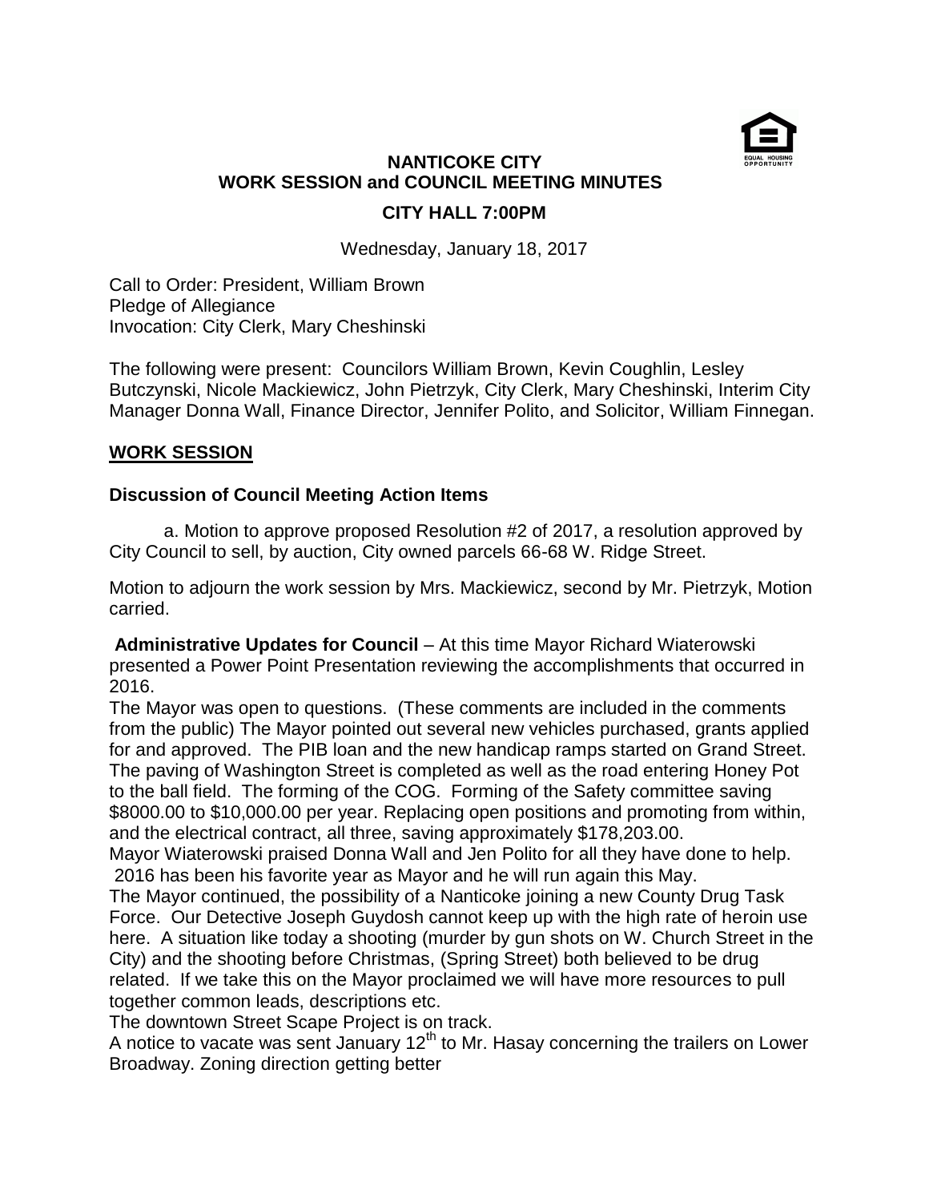**NANTICOKE CITY**
**WORK SESSION and COUNCIL MEETING MINUTES**

**CITY HALL 7:00PM**

Wednesday, January 18, 2017

Call to Order: President, William Brown
Pledge of Allegiance
Invocation: City Clerk, Mary Cheshinski

The following were present: Councilors William Brown, Kevin Coughlin, Lesley Butczynski, Nicole Mackiewicz, John Pietrzyk, City Clerk, Mary Cheshinski, Interim City Manager Donna Wall, Finance Director, Jennifer Polito, and Solicitor, William Finnegan.

## WORK SESSION

### Discussion of Council Meeting Action Items

a. Motion to approve proposed Resolution #2 of 2017, a resolution approved by City Council to sell, by auction, City owned parcels 66-68 W. Ridge Street.

Motion to adjourn the work session by Mrs. Mackiewicz, second by Mr. Pietrzyk, Motion carried.

**Administrative Updates for Council** – At this time Mayor Richard Wiaterowski presented a Power Point Presentation reviewing the accomplishments that occurred in 2016.

The Mayor was open to questions. (These comments are included in the comments from the public) The Mayor pointed out several new vehicles purchased, grants applied for and approved. The PIB loan and the new handicap ramps started on Grand Street. The paving of Washington Street is completed as well as the road entering Honey Pot to the ball field. The forming of the COG. Forming of the Safety committee saving $8000.00 to $10,000.00 per year. Replacing open positions and promoting from within, and the electrical contract, all three, saving approximately $178,203.00.

Mayor Wiaterowski praised Donna Wall and Jen Polito for all they have done to help. 2016 has been his favorite year as Mayor and he will run again this May.

The Mayor continued, the possibility of a Nanticoke joining a new County Drug Task Force. Our Detective Joseph Guydosh cannot keep up with the high rate of heroin use here. A situation like today a shooting (murder by gun shots on W. Church Street in the City) and the shooting before Christmas, (Spring Street) both believed to be drug related. If we take this on the Mayor proclaimed we will have more resources to pull together common leads, descriptions etc.

The downtown Street Scape Project is on track.

A notice to vacate was sent January 12th to Mr. Hasay concerning the trailers on Lower Broadway. Zoning direction getting better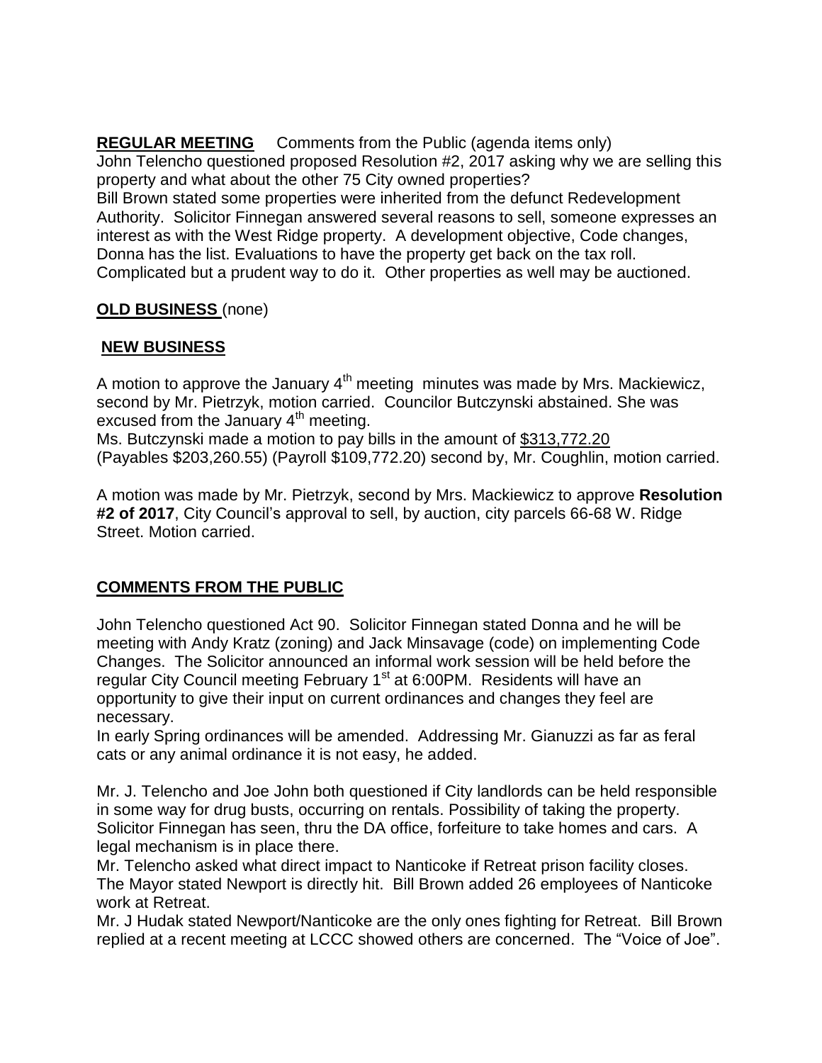**REGULAR MEETING** Comments from the Public (agenda items only)
John Telencho questioned proposed Resolution #2, 2017 asking why we are selling this property and what about the other 75 City owned properties?
Bill Brown stated some properties were inherited from the defunct Redevelopment Authority. Solicitor Finnegan answered several reasons to sell, someone expresses an interest as with the West Ridge property. A development objective, Code changes, Donna has the list. Evaluations to have the property get back on the tax roll. Complicated but a prudent way to do it. Other properties as well may be auctioned.

**OLD BUSINESS** (none)

**NEW BUSINESS**

A motion to approve the January 4th meeting minutes was made by Mrs. Mackiewicz, second by Mr. Pietrzyk, motion carried. Councilor Butczynski abstained. She was excused from the January 4th meeting.
Ms. Butczynski made a motion to pay bills in the amount of $313,772.20 (Payables $203,260.55) (Payroll $109,772.20) second by, Mr. Coughlin, motion carried.

A motion was made by Mr. Pietrzyk, second by Mrs. Mackiewicz to approve **Resolution #2 of 2017**, City Council's approval to sell, by auction, city parcels 66-68 W. Ridge Street. Motion carried.

**COMMENTS FROM THE PUBLIC**

John Telencho questioned Act 90. Solicitor Finnegan stated Donna and he will be meeting with Andy Kratz (zoning) and Jack Minsavage (code) on implementing Code Changes. The Solicitor announced an informal work session will be held before the regular City Council meeting February 1st at 6:00PM. Residents will have an opportunity to give their input on current ordinances and changes they feel are necessary.
In early Spring ordinances will be amended. Addressing Mr. Gianuzzi as far as feral cats or any animal ordinance it is not easy, he added.

Mr. J. Telencho and Joe John both questioned if City landlords can be held responsible in some way for drug busts, occurring on rentals. Possibility of taking the property. Solicitor Finnegan has seen, thru the DA office, forfeiture to take homes and cars. A legal mechanism is in place there.
Mr. Telencho asked what direct impact to Nanticoke if Retreat prison facility closes. The Mayor stated Newport is directly hit. Bill Brown added 26 employees of Nanticoke work at Retreat.
Mr. J Hudak stated Newport/Nanticoke are the only ones fighting for Retreat. Bill Brown replied at a recent meeting at LCCC showed others are concerned. The "Voice of Joe".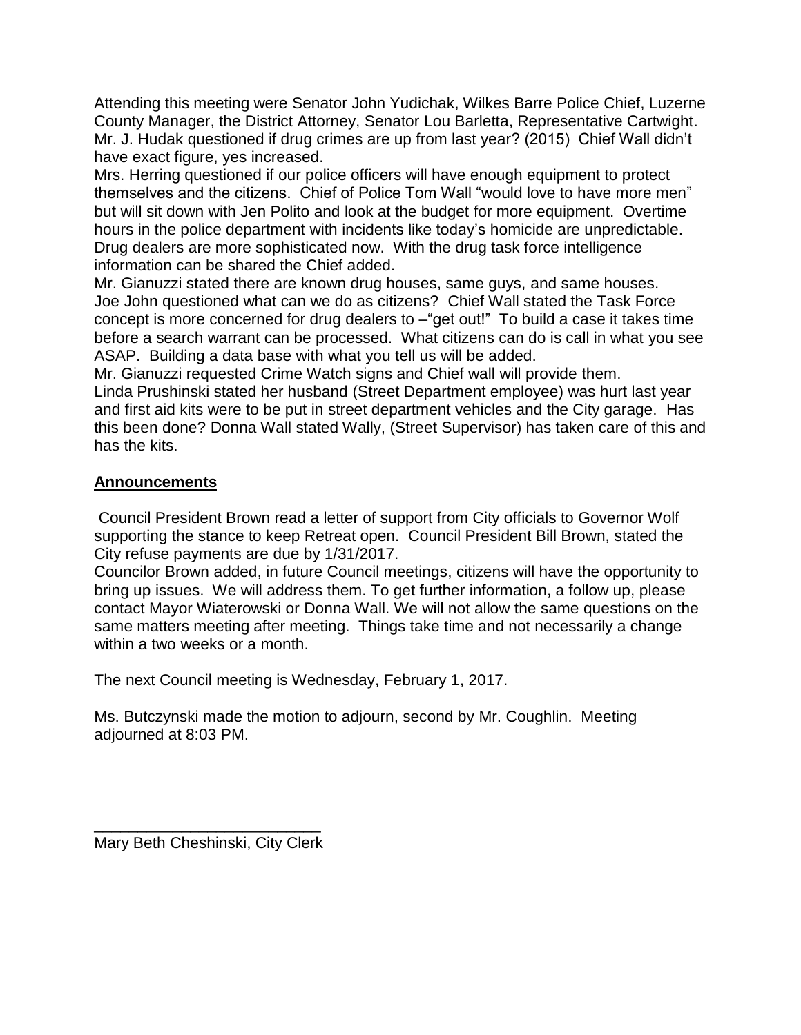Attending this meeting were Senator John Yudichak, Wilkes Barre Police Chief, Luzerne County Manager, the District Attorney, Senator Lou Barletta, Representative Cartwight. Mr. J. Hudak questioned if drug crimes are up from last year? (2015) Chief Wall didn't have exact figure, yes increased.

Mrs. Herring questioned if our police officers will have enough equipment to protect themselves and the citizens. Chief of Police Tom Wall "would love to have more men" but will sit down with Jen Polito and look at the budget for more equipment. Overtime hours in the police department with incidents like today's homicide are unpredictable. Drug dealers are more sophisticated now. With the drug task force intelligence information can be shared the Chief added.

Mr. Gianuzzi stated there are known drug houses, same guys, and same houses. Joe John questioned what can we do as citizens? Chief Wall stated the Task Force concept is more concerned for drug dealers to –"get out!" To build a case it takes time before a search warrant can be processed. What citizens can do is call in what you see ASAP. Building a data base with what you tell us will be added.

Mr. Gianuzzi requested Crime Watch signs and Chief wall will provide them.

Linda Prushinski stated her husband (Street Department employee) was hurt last year and first aid kits were to be put in street department vehicles and the City garage. Has this been done? Donna Wall stated Wally, (Street Supervisor) has taken care of this and has the kits.

## **Announcements**

Council President Brown read a letter of support from City officials to Governor Wolf supporting the stance to keep Retreat open. Council President Bill Brown, stated the City refuse payments are due by 1/31/2017.

Councilor Brown added, in future Council meetings, citizens will have the opportunity to bring up issues. We will address them. To get further information, a follow up, please contact Mayor Wiaterowski or Donna Wall. We will not allow the same questions on the same matters meeting after meeting. Things take time and not necessarily a change within a two weeks or a month.

The next Council meeting is Wednesday, February 1, 2017.

Ms. Butczynski made the motion to adjourn, second by Mr. Coughlin. Meeting adjourned at 8:03 PM.

\_\_\_\_\_\_\_\_\_\_\_\_\_\_\_\_\_\_\_\_\_\_\_\_\_\_
Mary Beth Cheshinski, City Clerk